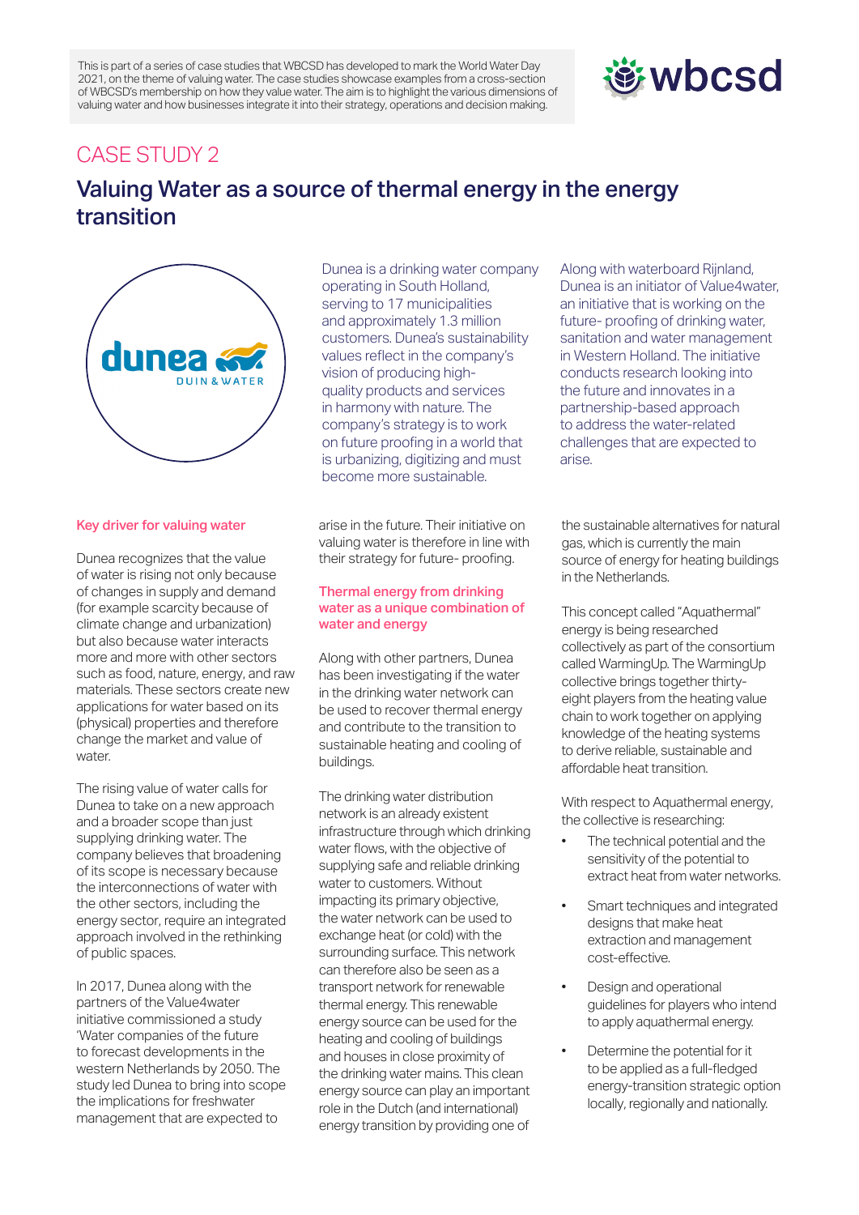This is part of a series of case studies that WBCSD has developed to mark the World Water Day 2021, on the theme of valuing water. The case studies showcase examples from a cross-section of WBCSD's membership on how they value water. The aim is to highlight the various dimensions of valuing water and how businesses integrate it into their strategy, operations and decision making.

CASE STUDY 2

# Valuing Water as a source of thermal energy in the energy transition

Dunea is a drinking water company operating in South Holland, serving to 17 municipalities and approximately 1.3 million customers. Dunea's sustainability values reflect in the company's vision of producing high-quality products and services in harmony with nature. The company's strategy is to work on future proofing in a world that is urbanizing, digitizing and must become more sustainable.

Along with waterboard Rijnland, Dunea is an initiator of Value4water, an initiative that is working on the future- proofing of drinking water, sanitation and water management in Western Holland. The initiative conducts research looking into the future and innovates in a partnership-based approach to address the water-related challenges that are expected to arise.

## Key driver for valuing water

Dunea recognizes that the value of water is rising not only because of changes in supply and demand (for example scarcity because of climate change and urbanization) but also because water interacts more and more with other sectors such as food, nature, energy, and raw materials. These sectors create new applications for water based on its (physical) properties and therefore change the market and value of water.

The rising value of water calls for Dunea to take on a new approach and a broader scope than just supplying drinking water. The company believes that broadening of its scope is necessary because the interconnections of water with the other sectors, including the energy sector, require an integrated approach involved in the rethinking of public spaces.

In 2017, Dunea along with the partners of the Value4water initiative commissioned a study 'Water companies of the future to forecast developments in the western Netherlands by 2050. The study led Dunea to bring into scope the implications for freshwater management that are expected to arise in the future. Their initiative on valuing water is therefore in line with their strategy for future- proofing.

## Thermal energy from drinking water as a unique combination of water and energy

Along with other partners, Dunea has been investigating if the water in the drinking water network can be used to recover thermal energy and contribute to the transition to sustainable heating and cooling of buildings.

The drinking water distribution network is an already existent infrastructure through which drinking water flows, with the objective of supplying safe and reliable drinking water to customers. Without impacting its primary objective, the water network can be used to exchange heat (or cold) with the surrounding surface. This network can therefore also be seen as a transport network for renewable thermal energy. This renewable energy source can be used for the heating and cooling of buildings and houses in close proximity of the drinking water mains. This clean energy source can play an important role in the Dutch (and international) energy transition by providing one of the sustainable alternatives for natural gas, which is currently the main source of energy for heating buildings in the Netherlands.

This concept called "Aquathermal" energy is being researched collectively as part of the consortium called WarmingUp. The WarmingUp collective brings together thirty-eight players from the heating value chain to work together on applying knowledge of the heating systems to derive reliable, sustainable and affordable heat transition.

With respect to Aquathermal energy, the collective is researching:

- The technical potential and the sensitivity of the potential to extract heat from water networks.
- Smart techniques and integrated designs that make heat extraction and management cost-effective.
- Design and operational guidelines for players who intend to apply aquathermal energy.
- Determine the potential for it to be applied as a full-fledged energy-transition strategic option locally, regionally and nationally.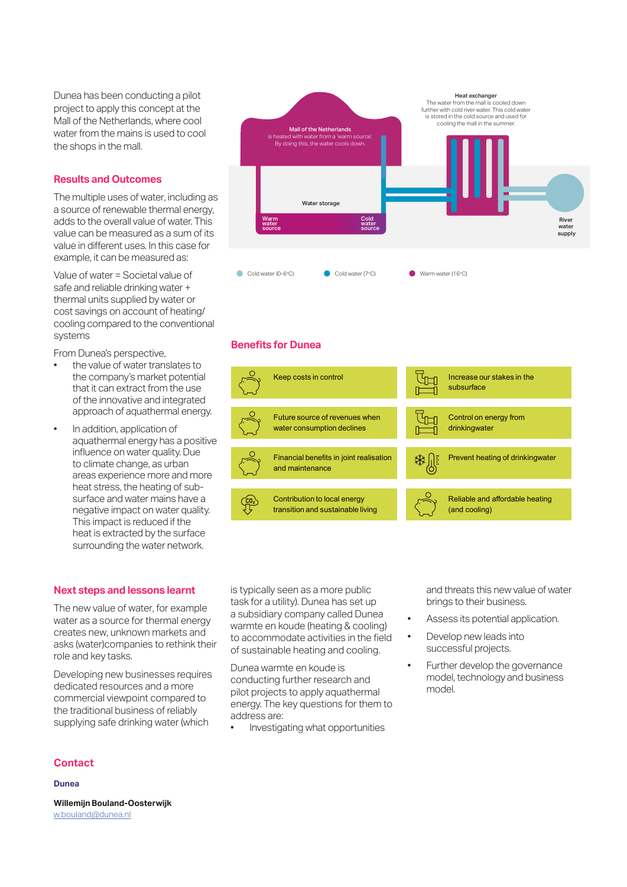Dunea has been conducting a pilot project to apply this concept at the Mall of the Netherlands, where cool water from the mains is used to cool the shops in the mall.

## Results and Outcomes

The multiple uses of water, including as a source of renewable thermal energy, adds to the overall value of water. This value can be measured as a sum of its value in different uses. In this case for example, it can be measured as:

Value of water = Societal value of safe and reliable drinking water + thermal units supplied by water or cost savings on account of heating/cooling compared to the conventional systems

From Dunea's perspective,

- the value of water translates to the company's market potential that it can extract from the use of the innovative and integrated approach of aquathermal energy.
- In addition, application of aquathermal energy has a positive influence on water quality. Due to climate change, as urban areas experience more and more heat stress, the heating of sub-surface and water mains have a negative impact on water quality. This impact is reduced if the heat is extracted by the surface surrounding the water network.

Heat exchanger
The water from the mall is cooled down further with cold river water. This cold water is stored in the cold source and used for cooling the mall in the summer.

Mall of the Netherlands
is heated with water from a 'warm source'. By doing this, the water cools down.

Water storage

Warm water source

Cold water source

River water supply

Cold water (0-6°C)

Cold water (7°C)

Warm water (16°C)

## Benefits for Dunea

| | |
|---|---|
| Keep costs in control | Increase our stakes in the subsurface |
| Future source of revenues when water consumption declines | Control on energy from drinkingwater |
| Financial benefits in joint realisation and maintenance | Prevent heating of drinkingwater |
| Contribution to local energy transition and sustainable living | Reliable and affordable heating (and cooling) |

## Next steps and lessons learnt

The new value of water, for example water as a source for thermal energy creates new, unknown markets and asks (water)companies to rethink their role and key tasks.

Developing new businesses requires dedicated resources and a more commercial viewpoint compared to the traditional business of reliably supplying safe drinking water (which is typically seen as a more public task for a utility). Dunea has set up a subsidiary company called Dunea warmte en koude (heating & cooling) to accommodate activities in the field of sustainable heating and cooling.

Dunea warmte en koude is conducting further research and pilot projects to apply aquathermal energy. The key questions for them to address are:

- Investigating what opportunities and threats this new value of water brings to their business.
- Assess its potential application.
- Develop new leads into successful projects.
- Further develop the governance model, technology and business model.

## Contact

**Dunea**

**Willemijn Bouland-Oosterwijk**
w.bouland@dunea.nl